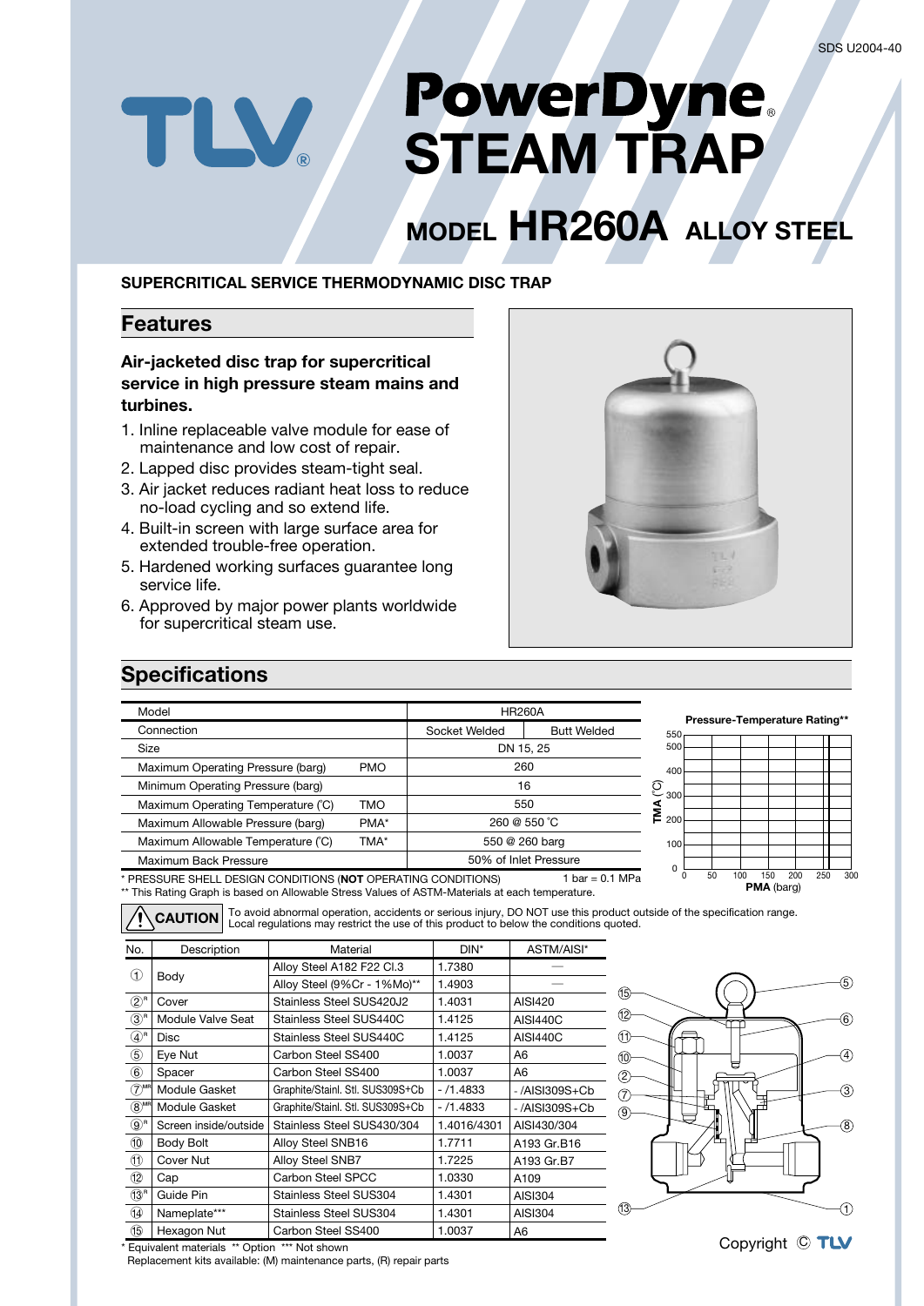# TLV PowerDyne® STEAM TRAP

## MODEL HR260A ALLOY STEEL

**SUPERCRITICAL SERVICE THERMODYNAMIC DISC TRAP**

## Features

### Air-jacketed disc trap for supercritical service in high pressure steam mains and turbines.

1. Inline replaceable valve module for ease of maintenance and low cost of repair.
2. Lapped disc provides steam-tight seal.
3. Air jacket reduces radiant heat loss to reduce no-load cycling and so extend life.
4. Built-in screen with large surface area for extended trouble-free operation.
5. Hardened working surfaces guarantee long service life.
6. Approved by major power plants worldwide for supercritical steam use.

## Specifications

| Model | | HR260A | |
|---|---|---|---|
| Connection | | Socket Welded | Butt Welded |
| Size | | DN 15, 25 | |
| Maximum Operating Pressure (barg) | PMO | 260 | |
| Minimum Operating Pressure (barg) | | 16 | |
| Maximum Operating Temperature (℃) | TMO | 550 | |
| Maximum Allowable Pressure (barg) | PMA* | 260 @ 550 ℃ | |
| Maximum Allowable Temperature (℃) | TMA* | 550 @ 260 barg | |
| Maximum Back Pressure | | 50% of Inlet Pressure | |

\* PRESSURE SHELL DESIGN CONDITIONS (**NOT** OPERATING CONDITIONS) 1 bar = 0.1 MPa

\*\* This Rating Graph is based on Allowable Stress Values of ASTM-Materials at each temperature.

**Pressure-Temperature Rating\*\***

**CAUTION** To avoid abnormal operation, accidents or serious injury, DO NOT use this product outside of the specification range. Local regulations may restrict the use of this product to below the conditions quoted.

| No. | Description | Material | DIN* | ASTM/AISI* |
|---|---|---|---|---|
| 1 | Body | Alloy Steel A182 F22 Cl.3 | 1.7380 | — |
| | | Alloy Steel (9%Cr - 1%Mo)** | 1.4903 | — |
| 2 R | Cover | Stainless Steel SUS420J2 | 1.4031 | AISI420 |
| 3 R | Module Valve Seat | Stainless Steel SUS440C | 1.4125 | AISI440C |
| 4 R | Disc | Stainless Steel SUS440C | 1.4125 | AISI440C |
| 5 | Eye Nut | Carbon Steel SS400 | 1.0037 | A6 |
| 6 | Spacer | Carbon Steel SS400 | 1.0037 | A6 |
| 7 MR | Module Gasket | Graphite/Stainl. Stl. SUS309S+Cb | - /1.4833 | - /AISI309S+Cb |
| 8 MR | Module Gasket | Graphite/Stainl. Stl. SUS309S+Cb | - /1.4833 | - /AISI309S+Cb |
| 9 R | Screen inside/outside | Stainless Steel SUS430/304 | 1.4016/4301 | AISI430/304 |
| 10 | Body Bolt | Alloy Steel SNB16 | 1.7711 | A193 Gr.B16 |
| 11 | Cover Nut | Alloy Steel SNB7 | 1.7225 | A193 Gr.B7 |
| 12 | Cap | Carbon Steel SPCC | 1.0330 | A109 |
| 13 R | Guide Pin | Stainless Steel SUS304 | 1.4301 | AISI304 |
| 14 | Nameplate*** | Stainless Steel SUS304 | 1.4301 | AISI304 |
| 15 | Hexagon Nut | Carbon Steel SS400 | 1.0037 | A6 |

\* Equivalent materials \*\* Option \*\*\* Not shown

Replacement kits available: (M) maintenance parts, (R) repair parts

Copyright © TLV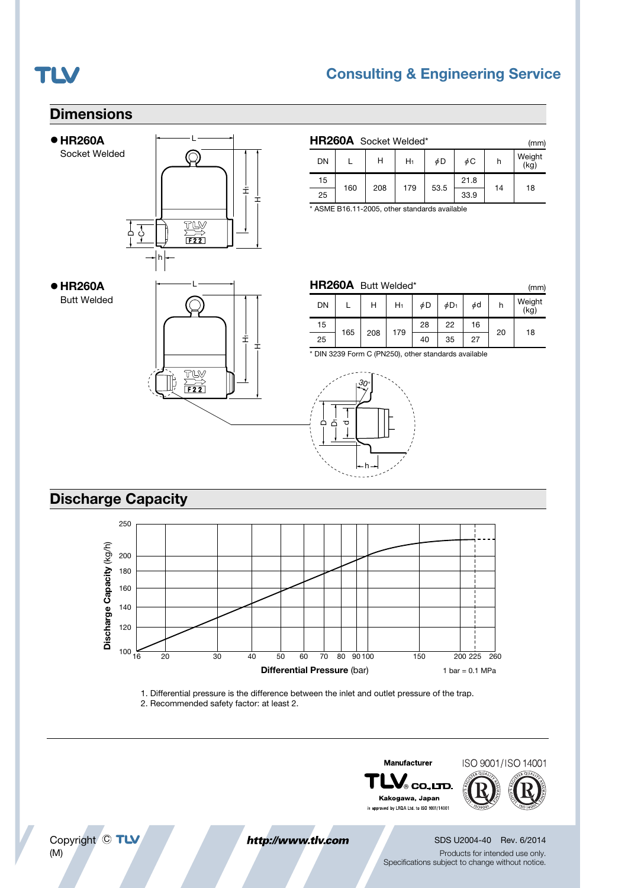## Dimensions

● **HR260A**
Socket Welded

L
H₁
H
D
C
h

**HR260A** Socket Welded* (mm)

| DN | L | H | $H_1$ | $\phi D$ | $\phi C$ | h | Weight (kg) |
|---|---|---|---|---|---|---|---|
| 15 | 160 | 208 | 179 | 53.5 | 21.8 | 14 | 18 |
| 25 | | | | | 33.9 | | |

\* ASME B16.11-2005, other standards available

● **HR260A**
Butt Welded

L
H₁
H

**HR260A** Butt Welded* (mm)

| DN | L | H | $H_1$ | $\phi D$ | $\phi D_1$ | $\phi d$ | h | Weight (kg) |
|---|---|---|---|---|---|---|---|---|
| 15 | 165 | 208 | 179 | 28 | 22 | 16 | 20 | 18 |
| 25 | | | | 40 | 35 | 27 | | |

\* DIN 3239 Form C (PN250), other standards available

30°
D
D₁
d
h

## Discharge Capacity

Discharge Capacity (kg/h)
250
200
180
160
140
120
100

16 20 30 40 50 60 70 80 90 100 150 200 225 260

**Differential Pressure** (bar)

1 bar = 0.1 MPa

1. Differential pressure is the difference between the inlet and outlet pressure of the trap.
2. Recommended safety factor: at least 2.

**Manufacturer**
**TLV® CO., LTD.**
**Kakogawa, Japan**
is approved by LRQA Ltd. to ISO 9001/14001

ISO 9001/ISO 14001

Copyright © TLV
(M)

***http://www.tlv.com***

SDS U2004-40 Rev. 6/2014

Products for intended use only.
Specifications subject to change without notice.